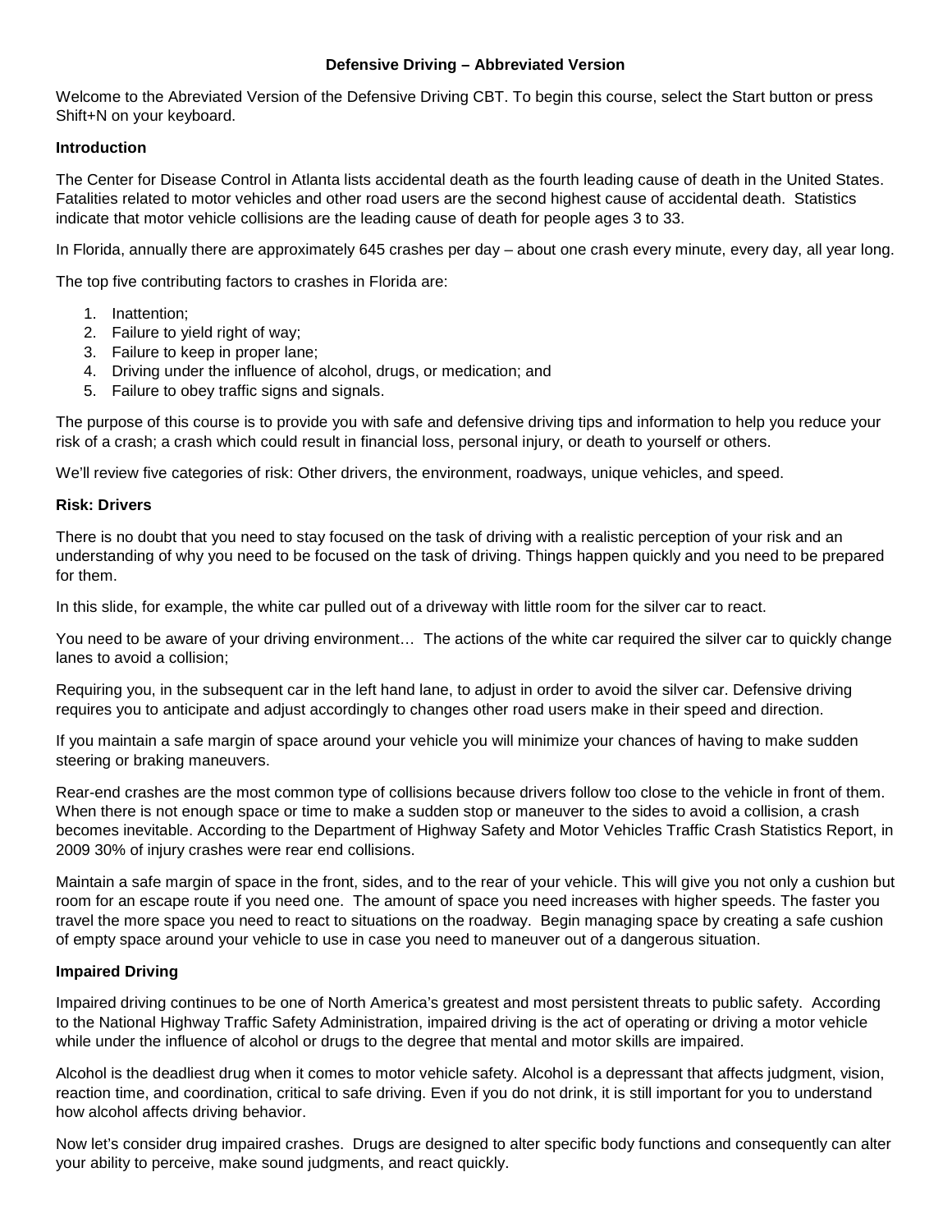# Defensive Driving – Abbreviated Version

Welcome to the Abreviated Version of the Defensive Driving CBT. To begin this course, select the Start button or press Shift+N on your keyboard.

**Introduction**

The Center for Disease Control in Atlanta lists accidental death as the fourth leading cause of death in the United States. Fatalities related to motor vehicles and other road users are the second highest cause of accidental death. Statistics indicate that motor vehicle collisions are the leading cause of death for people ages 3 to 33.

In Florida, annually there are approximately 645 crashes per day – about one crash every minute, every day, all year long.

The top five contributing factors to crashes in Florida are:

1. Inattention;
2. Failure to yield right of way;
3. Failure to keep in proper lane;
4. Driving under the influence of alcohol, drugs, or medication; and
5. Failure to obey traffic signs and signals.

The purpose of this course is to provide you with safe and defensive driving tips and information to help you reduce your risk of a crash; a crash which could result in financial loss, personal injury, or death to yourself or others.

We'll review five categories of risk: Other drivers, the environment, roadways, unique vehicles, and speed.

**Risk: Drivers**

There is no doubt that you need to stay focused on the task of driving with a realistic perception of your risk and an understanding of why you need to be focused on the task of driving. Things happen quickly and you need to be prepared for them.

In this slide, for example, the white car pulled out of a driveway with little room for the silver car to react.

You need to be aware of your driving environment… The actions of the white car required the silver car to quickly change lanes to avoid a collision;

Requiring you, in the subsequent car in the left hand lane, to adjust in order to avoid the silver car. Defensive driving requires you to anticipate and adjust accordingly to changes other road users make in their speed and direction.

If you maintain a safe margin of space around your vehicle you will minimize your chances of having to make sudden steering or braking maneuvers.

Rear-end crashes are the most common type of collisions because drivers follow too close to the vehicle in front of them. When there is not enough space or time to make a sudden stop or maneuver to the sides to avoid a collision, a crash becomes inevitable. According to the Department of Highway Safety and Motor Vehicles Traffic Crash Statistics Report, in 2009 30% of injury crashes were rear end collisions.

Maintain a safe margin of space in the front, sides, and to the rear of your vehicle. This will give you not only a cushion but room for an escape route if you need one. The amount of space you need increases with higher speeds. The faster you travel the more space you need to react to situations on the roadway. Begin managing space by creating a safe cushion of empty space around your vehicle to use in case you need to maneuver out of a dangerous situation.

**Impaired Driving**

Impaired driving continues to be one of North America's greatest and most persistent threats to public safety. According to the National Highway Traffic Safety Administration, impaired driving is the act of operating or driving a motor vehicle while under the influence of alcohol or drugs to the degree that mental and motor skills are impaired.

Alcohol is the deadliest drug when it comes to motor vehicle safety. Alcohol is a depressant that affects judgment, vision, reaction time, and coordination, critical to safe driving. Even if you do not drink, it is still important for you to understand how alcohol affects driving behavior.

Now let's consider drug impaired crashes. Drugs are designed to alter specific body functions and consequently can alter your ability to perceive, make sound judgments, and react quickly.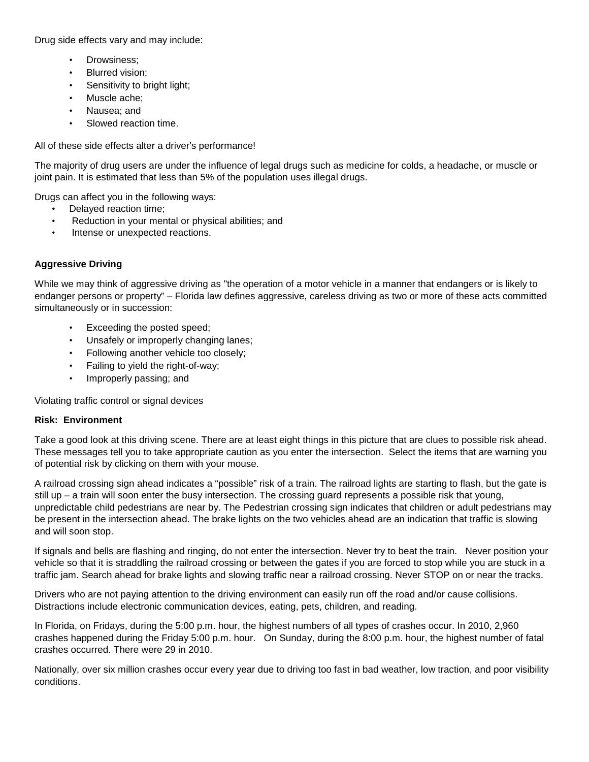Drug side effects vary and may include:

- Drowsiness;
- Blurred vision;
- Sensitivity to bright light;
- Muscle ache;
- Nausea; and
- Slowed reaction time.

All of these side effects alter a driver's performance!

The majority of drug users are under the influence of legal drugs such as medicine for colds, a headache, or muscle or joint pain. It is estimated that less than 5% of the population uses illegal drugs.

Drugs can affect you in the following ways:

- Delayed reaction time;
- Reduction in your mental or physical abilities; and
- Intense or unexpected reactions.

**Aggressive Driving**

While we may think of aggressive driving as "the operation of a motor vehicle in a manner that endangers or is likely to endanger persons or property" – Florida law defines aggressive, careless driving as two or more of these acts committed simultaneously or in succession:

- Exceeding the posted speed;
- Unsafely or improperly changing lanes;
- Following another vehicle too closely;
- Failing to yield the right-of-way;
- Improperly passing; and

Violating traffic control or signal devices

**Risk: Environment**

Take a good look at this driving scene. There are at least eight things in this picture that are clues to possible risk ahead. These messages tell you to take appropriate caution as you enter the intersection. Select the items that are warning you of potential risk by clicking on them with your mouse.

A railroad crossing sign ahead indicates a "possible" risk of a train. The railroad lights are starting to flash, but the gate is still up – a train will soon enter the busy intersection. The crossing guard represents a possible risk that young, unpredictable child pedestrians are near by. The Pedestrian crossing sign indicates that children or adult pedestrians may be present in the intersection ahead. The brake lights on the two vehicles ahead are an indication that traffic is slowing and will soon stop.

If signals and bells are flashing and ringing, do not enter the intersection. Never try to beat the train. Never position your vehicle so that it is straddling the railroad crossing or between the gates if you are forced to stop while you are stuck in a traffic jam. Search ahead for brake lights and slowing traffic near a railroad crossing. Never STOP on or near the tracks.

Drivers who are not paying attention to the driving environment can easily run off the road and/or cause collisions. Distractions include electronic communication devices, eating, pets, children, and reading.

In Florida, on Fridays, during the 5:00 p.m. hour, the highest numbers of all types of crashes occur. In 2010, 2,960 crashes happened during the Friday 5:00 p.m. hour. On Sunday, during the 8:00 p.m. hour, the highest number of fatal crashes occurred. There were 29 in 2010.

Nationally, over six million crashes occur every year due to driving too fast in bad weather, low traction, and poor visibility conditions.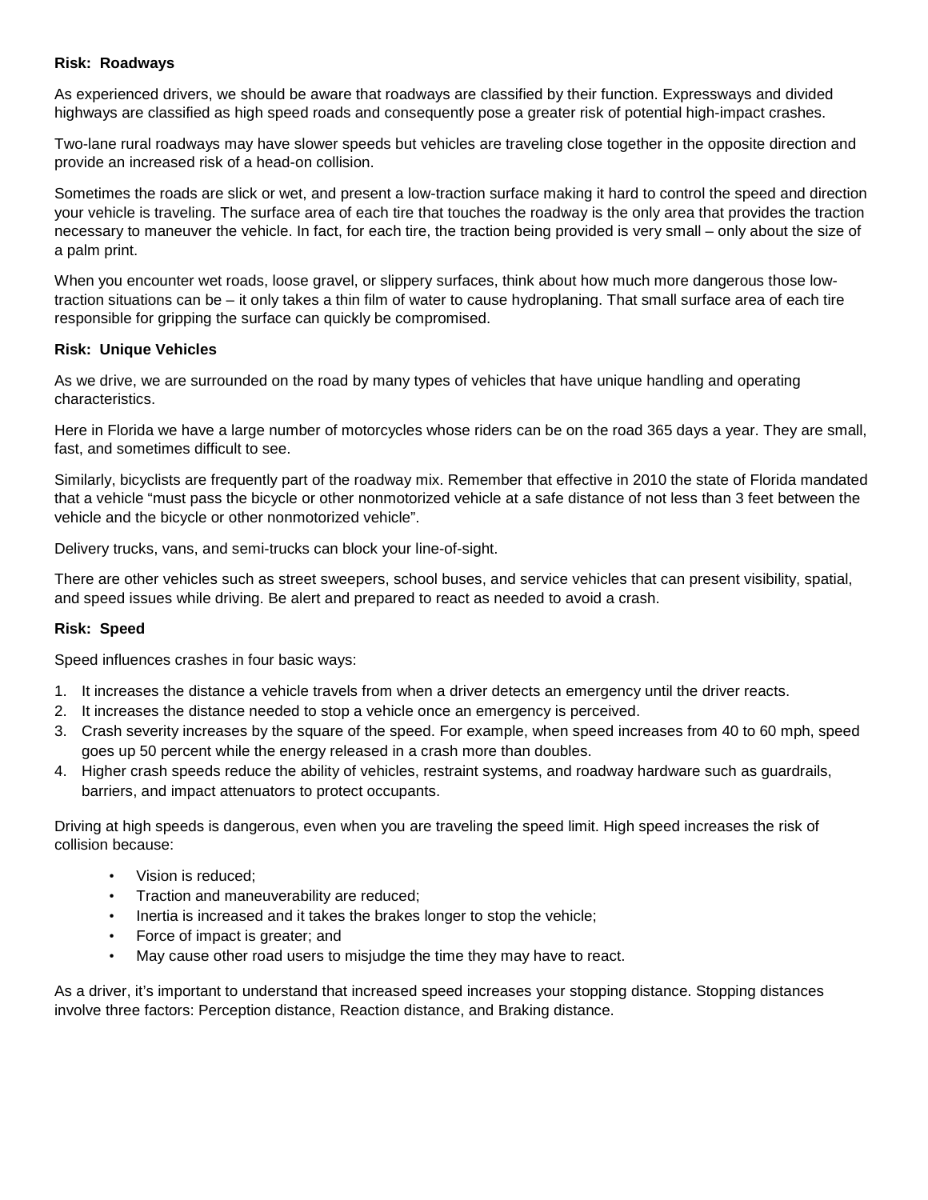**Risk: Roadways**

As experienced drivers, we should be aware that roadways are classified by their function. Expressways and divided highways are classified as high speed roads and consequently pose a greater risk of potential high-impact crashes.

Two-lane rural roadways may have slower speeds but vehicles are traveling close together in the opposite direction and provide an increased risk of a head-on collision.

Sometimes the roads are slick or wet, and present a low-traction surface making it hard to control the speed and direction your vehicle is traveling. The surface area of each tire that touches the roadway is the only area that provides the traction necessary to maneuver the vehicle. In fact, for each tire, the traction being provided is very small – only about the size of a palm print.

When you encounter wet roads, loose gravel, or slippery surfaces, think about how much more dangerous those low-traction situations can be – it only takes a thin film of water to cause hydroplaning. That small surface area of each tire responsible for gripping the surface can quickly be compromised.

**Risk: Unique Vehicles**

As we drive, we are surrounded on the road by many types of vehicles that have unique handling and operating characteristics.

Here in Florida we have a large number of motorcycles whose riders can be on the road 365 days a year. They are small, fast, and sometimes difficult to see.

Similarly, bicyclists are frequently part of the roadway mix. Remember that effective in 2010 the state of Florida mandated that a vehicle "must pass the bicycle or other nonmotorized vehicle at a safe distance of not less than 3 feet between the vehicle and the bicycle or other nonmotorized vehicle".

Delivery trucks, vans, and semi-trucks can block your line-of-sight.

There are other vehicles such as street sweepers, school buses, and service vehicles that can present visibility, spatial, and speed issues while driving. Be alert and prepared to react as needed to avoid a crash.

**Risk: Speed**

Speed influences crashes in four basic ways:

1. It increases the distance a vehicle travels from when a driver detects an emergency until the driver reacts.
2. It increases the distance needed to stop a vehicle once an emergency is perceived.
3. Crash severity increases by the square of the speed. For example, when speed increases from 40 to 60 mph, speed goes up 50 percent while the energy released in a crash more than doubles.
4. Higher crash speeds reduce the ability of vehicles, restraint systems, and roadway hardware such as guardrails, barriers, and impact attenuators to protect occupants.

Driving at high speeds is dangerous, even when you are traveling the speed limit. High speed increases the risk of collision because:

- Vision is reduced;
- Traction and maneuverability are reduced;
- Inertia is increased and it takes the brakes longer to stop the vehicle;
- Force of impact is greater; and
- May cause other road users to misjudge the time they may have to react.

As a driver, it's important to understand that increased speed increases your stopping distance. Stopping distances involve three factors: Perception distance, Reaction distance, and Braking distance.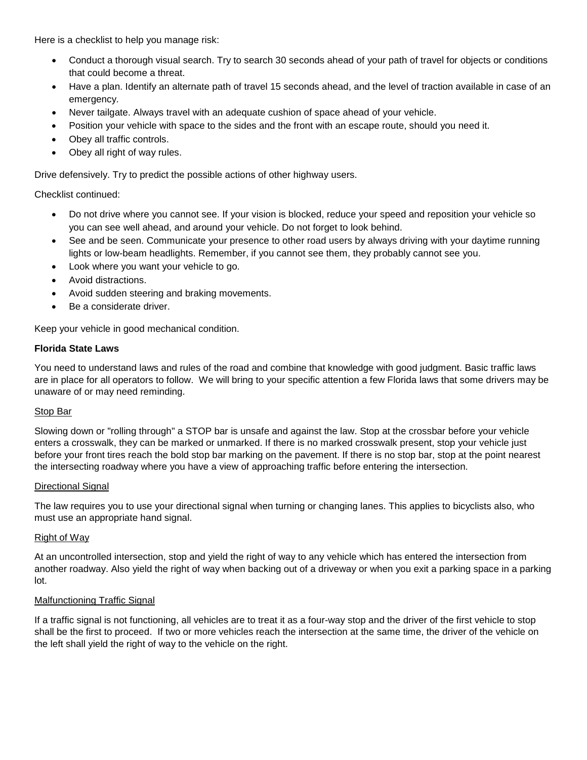Here is a checklist to help you manage risk:

- Conduct a thorough visual search. Try to search 30 seconds ahead of your path of travel for objects or conditions that could become a threat.
- Have a plan. Identify an alternate path of travel 15 seconds ahead, and the level of traction available in case of an emergency.
- Never tailgate. Always travel with an adequate cushion of space ahead of your vehicle.
- Position your vehicle with space to the sides and the front with an escape route, should you need it.
- Obey all traffic controls.
- Obey all right of way rules.

Drive defensively. Try to predict the possible actions of other highway users.

Checklist continued:

- Do not drive where you cannot see. If your vision is blocked, reduce your speed and reposition your vehicle so you can see well ahead, and around your vehicle. Do not forget to look behind.
- See and be seen. Communicate your presence to other road users by always driving with your daytime running lights or low-beam headlights. Remember, if you cannot see them, they probably cannot see you.
- Look where you want your vehicle to go.
- Avoid distractions.
- Avoid sudden steering and braking movements.
- Be a considerate driver.

Keep your vehicle in good mechanical condition.

**Florida State Laws**

You need to understand laws and rules of the road and combine that knowledge with good judgment. Basic traffic laws are in place for all operators to follow. We will bring to your specific attention a few Florida laws that some drivers may be unaware of or may need reminding.

<u>Stop Bar</u>

Slowing down or "rolling through" a STOP bar is unsafe and against the law. Stop at the crossbar before your vehicle enters a crosswalk, they can be marked or unmarked. If there is no marked crosswalk present, stop your vehicle just before your front tires reach the bold stop bar marking on the pavement. If there is no stop bar, stop at the point nearest the intersecting roadway where you have a view of approaching traffic before entering the intersection.

<u>Directional Signal</u>

The law requires you to use your directional signal when turning or changing lanes. This applies to bicyclists also, who must use an appropriate hand signal.

<u>Right of Way</u>

At an uncontrolled intersection, stop and yield the right of way to any vehicle which has entered the intersection from another roadway. Also yield the right of way when backing out of a driveway or when you exit a parking space in a parking lot.

<u>Malfunctioning Traffic Signal</u>

If a traffic signal is not functioning, all vehicles are to treat it as a four-way stop and the driver of the first vehicle to stop shall be the first to proceed. If two or more vehicles reach the intersection at the same time, the driver of the vehicle on the left shall yield the right of way to the vehicle on the right.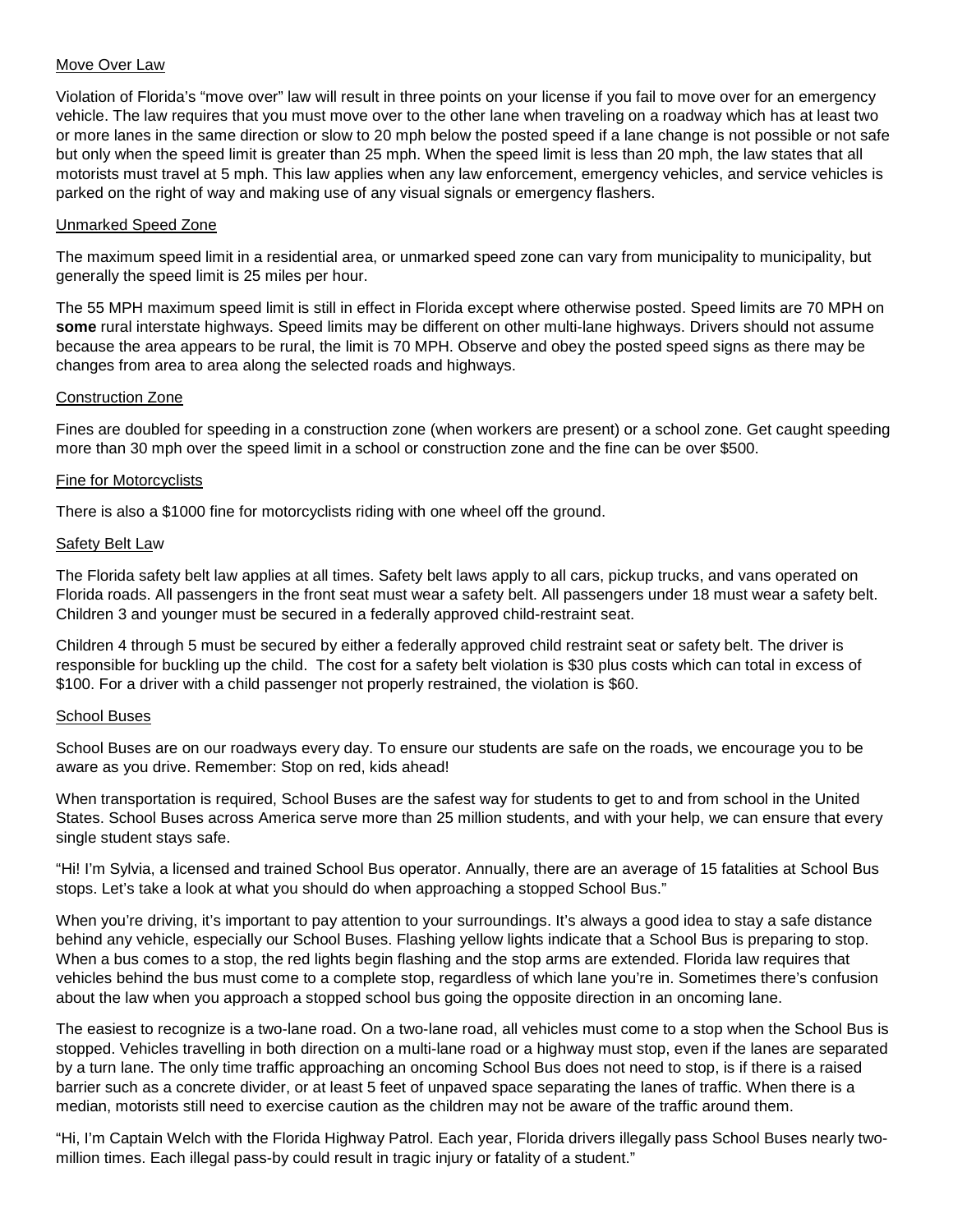Move Over Law

Violation of Florida's "move over" law will result in three points on your license if you fail to move over for an emergency vehicle. The law requires that you must move over to the other lane when traveling on a roadway which has at least two or more lanes in the same direction or slow to 20 mph below the posted speed if a lane change is not possible or not safe but only when the speed limit is greater than 25 mph. When the speed limit is less than 20 mph, the law states that all motorists must travel at 5 mph. This law applies when any law enforcement, emergency vehicles, and service vehicles is parked on the right of way and making use of any visual signals or emergency flashers.

Unmarked Speed Zone

The maximum speed limit in a residential area, or unmarked speed zone can vary from municipality to municipality, but generally the speed limit is 25 miles per hour.

The 55 MPH maximum speed limit is still in effect in Florida except where otherwise posted. Speed limits are 70 MPH on **some** rural interstate highways. Speed limits may be different on other multi-lane highways. Drivers should not assume because the area appears to be rural, the limit is 70 MPH. Observe and obey the posted speed signs as there may be changes from area to area along the selected roads and highways.

Construction Zone

Fines are doubled for speeding in a construction zone (when workers are present) or a school zone. Get caught speeding more than 30 mph over the speed limit in a school or construction zone and the fine can be over $500.

Fine for Motorcyclists

There is also a $1000 fine for motorcyclists riding with one wheel off the ground.

Safety Belt Law

The Florida safety belt law applies at all times. Safety belt laws apply to all cars, pickup trucks, and vans operated on Florida roads. All passengers in the front seat must wear a safety belt. All passengers under 18 must wear a safety belt. Children 3 and younger must be secured in a federally approved child-restraint seat.

Children 4 through 5 must be secured by either a federally approved child restraint seat or safety belt. The driver is responsible for buckling up the child. The cost for a safety belt violation is $30 plus costs which can total in excess of $100. For a driver with a child passenger not properly restrained, the violation is $60.

School Buses

School Buses are on our roadways every day. To ensure our students are safe on the roads, we encourage you to be aware as you drive. Remember: Stop on red, kids ahead!

When transportation is required, School Buses are the safest way for students to get to and from school in the United States. School Buses across America serve more than 25 million students, and with your help, we can ensure that every single student stays safe.

"Hi! I'm Sylvia, a licensed and trained School Bus operator. Annually, there are an average of 15 fatalities at School Bus stops. Let's take a look at what you should do when approaching a stopped School Bus."

When you're driving, it's important to pay attention to your surroundings. It's always a good idea to stay a safe distance behind any vehicle, especially our School Buses. Flashing yellow lights indicate that a School Bus is preparing to stop. When a bus comes to a stop, the red lights begin flashing and the stop arms are extended. Florida law requires that vehicles behind the bus must come to a complete stop, regardless of which lane you're in. Sometimes there's confusion about the law when you approach a stopped school bus going the opposite direction in an oncoming lane.

The easiest to recognize is a two-lane road. On a two-lane road, all vehicles must come to a stop when the School Bus is stopped. Vehicles travelling in both direction on a multi-lane road or a highway must stop, even if the lanes are separated by a turn lane. The only time traffic approaching an oncoming School Bus does not need to stop, is if there is a raised barrier such as a concrete divider, or at least 5 feet of unpaved space separating the lanes of traffic. When there is a median, motorists still need to exercise caution as the children may not be aware of the traffic around them.

"Hi, I'm Captain Welch with the Florida Highway Patrol. Each year, Florida drivers illegally pass School Buses nearly two-million times. Each illegal pass-by could result in tragic injury or fatality of a student."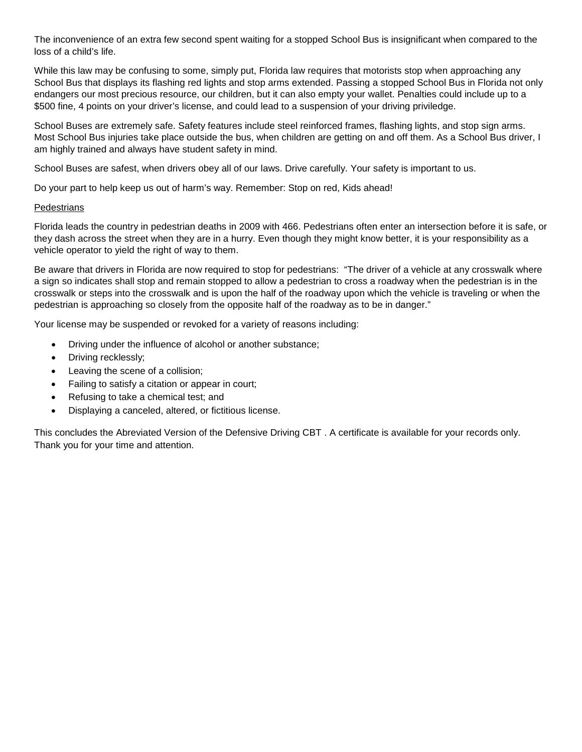The inconvenience of an extra few second spent waiting for a stopped School Bus is insignificant when compared to the loss of a child's life.

While this law may be confusing to some, simply put, Florida law requires that motorists stop when approaching any School Bus that displays its flashing red lights and stop arms extended. Passing a stopped School Bus in Florida not only endangers our most precious resource, our children, but it can also empty your wallet. Penalties could include up to a $500 fine, 4 points on your driver's license, and could lead to a suspension of your driving priviledge.

School Buses are extremely safe. Safety features include steel reinforced frames, flashing lights, and stop sign arms. Most School Bus injuries take place outside the bus, when children are getting on and off them. As a School Bus driver, I am highly trained and always have student safety in mind.

School Buses are safest, when drivers obey all of our laws. Drive carefully. Your safety is important to us.

Do your part to help keep us out of harm's way. Remember: Stop on red, Kids ahead!

<u>Pedestrians</u>

Florida leads the country in pedestrian deaths in 2009 with 466. Pedestrians often enter an intersection before it is safe, or they dash across the street when they are in a hurry. Even though they might know better, it is your responsibility as a vehicle operator to yield the right of way to them.

Be aware that drivers in Florida are now required to stop for pedestrians: "The driver of a vehicle at any crosswalk where a sign so indicates shall stop and remain stopped to allow a pedestrian to cross a roadway when the pedestrian is in the crosswalk or steps into the crosswalk and is upon the half of the roadway upon which the vehicle is traveling or when the pedestrian is approaching so closely from the opposite half of the roadway as to be in danger."

Your license may be suspended or revoked for a variety of reasons including:

- Driving under the influence of alcohol or another substance;
- Driving recklessly;
- Leaving the scene of a collision;
- Failing to satisfy a citation or appear in court;
- Refusing to take a chemical test; and
- Displaying a canceled, altered, or fictitious license.

This concludes the Abreviated Version of the Defensive Driving CBT . A certificate is available for your records only. Thank you for your time and attention.